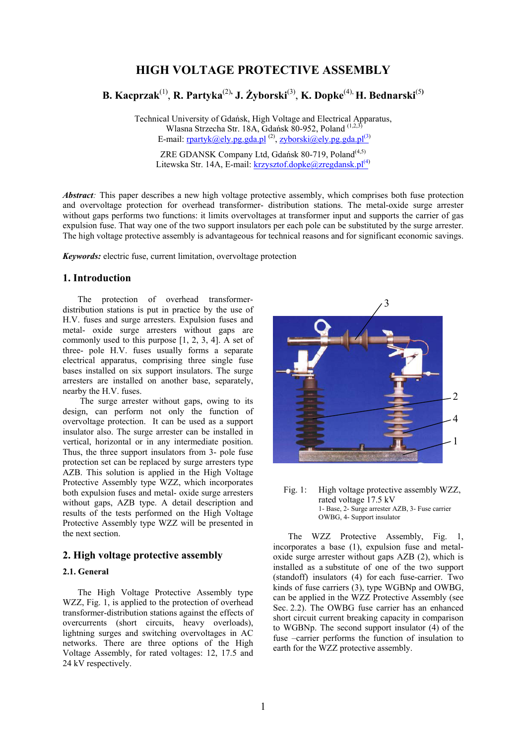# HIGH VOLTAGE PROTECTIVE ASSEMBLY

**B. Kacprzak**[1], **R. Partyka**[2], **J. Żyborski**[3], **K. Dopke**[4], **H. Bednarski**[5]

Technical University of Gdańsk, High Voltage and Electrical Apparatus,
Wlasna Strzecha Str. 18A, Gdańsk 80-952, Poland [1,2,3]
E-mail: rpartyk@ely.pg.gda.pl [2], zyborski@ely.pg.gda.pl [3]

ZRE GDANSK Company Ltd, Gdańsk 80-719, Poland [4,5]
Litewska Str. 14A, E-mail: krzysztof.dopke@zregdansk.pl [4]

***Abstract:*** This paper describes a new high voltage protective assembly, which comprises both fuse protection and overvoltage protection for overhead transformer- distribution stations. The metal-oxide surge arrester without gaps performs two functions: it limits overvoltages at transformer input and supports the carrier of gas expulsion fuse. That way one of the two support insulators per each pole can be substituted by the surge arrester. The high voltage protective assembly is advantageous for technical reasons and for significant economic savings.

***Keywords:*** electric fuse, current limitation, overvoltage protection

## 1. Introduction

The protection of overhead transformer-distribution stations is put in practice by the use of H.V. fuses and surge arresters. Expulsion fuses and metal- oxide surge arresters without gaps are commonly used to this purpose [1, 2, 3, 4]. A set of three- pole H.V. fuses usually forms a separate electrical apparatus, comprising three single fuse bases installed on six support insulators. The surge arresters are installed on another base, separately, nearby the H.V. fuses.

The surge arrester without gaps, owing to its design, can perform not only the function of overvoltage protection. It can be used as a support insulator also. The surge arrester can be installed in vertical, horizontal or in any intermediate position. Thus, the three support insulators from 3- pole fuse protection set can be replaced by surge arresters type AZB. This solution is applied in the High Voltage Protective Assembly type WZZ, which incorporates both expulsion fuses and metal- oxide surge arresters without gaps, AZB type. A detail description and results of the tests performed on the High Voltage Protective Assembly type WZZ will be presented in the next section.

## 2. High voltage protective assembly

### 2.1. General

The High Voltage Protective Assembly type WZZ, Fig. 1, is applied to the protection of overhead transformer-distribution stations against the effects of overcurrents (short circuits, heavy overloads), lightning surges and switching overvoltages in AC networks. There are three options of the High Voltage Assembly, for rated voltages: 12, 17.5 and 24 kV respectively.

Fig. 1: High voltage protective assembly WZZ, rated voltage 17.5 kV
1- Base, 2- Surge arrester AZB, 3- Fuse carrier OWBG, 4- Support insulator

The WZZ Protective Assembly, Fig. 1, incorporates a base (1), expulsion fuse and metal-oxide surge arrester without gaps AZB (2), which is installed as a substitute of one of the two support (standoff) insulators (4) for each fuse-carrier. Two kinds of fuse carriers (3), type WGBNp and OWBG, can be applied in the WZZ Protective Assembly (see Sec. 2.2). The OWBG fuse carrier has an enhanced short circuit current breaking capacity in comparison to WGBNp. The second support insulator (4) of the fuse –carrier performs the function of insulation to earth for the WZZ protective assembly.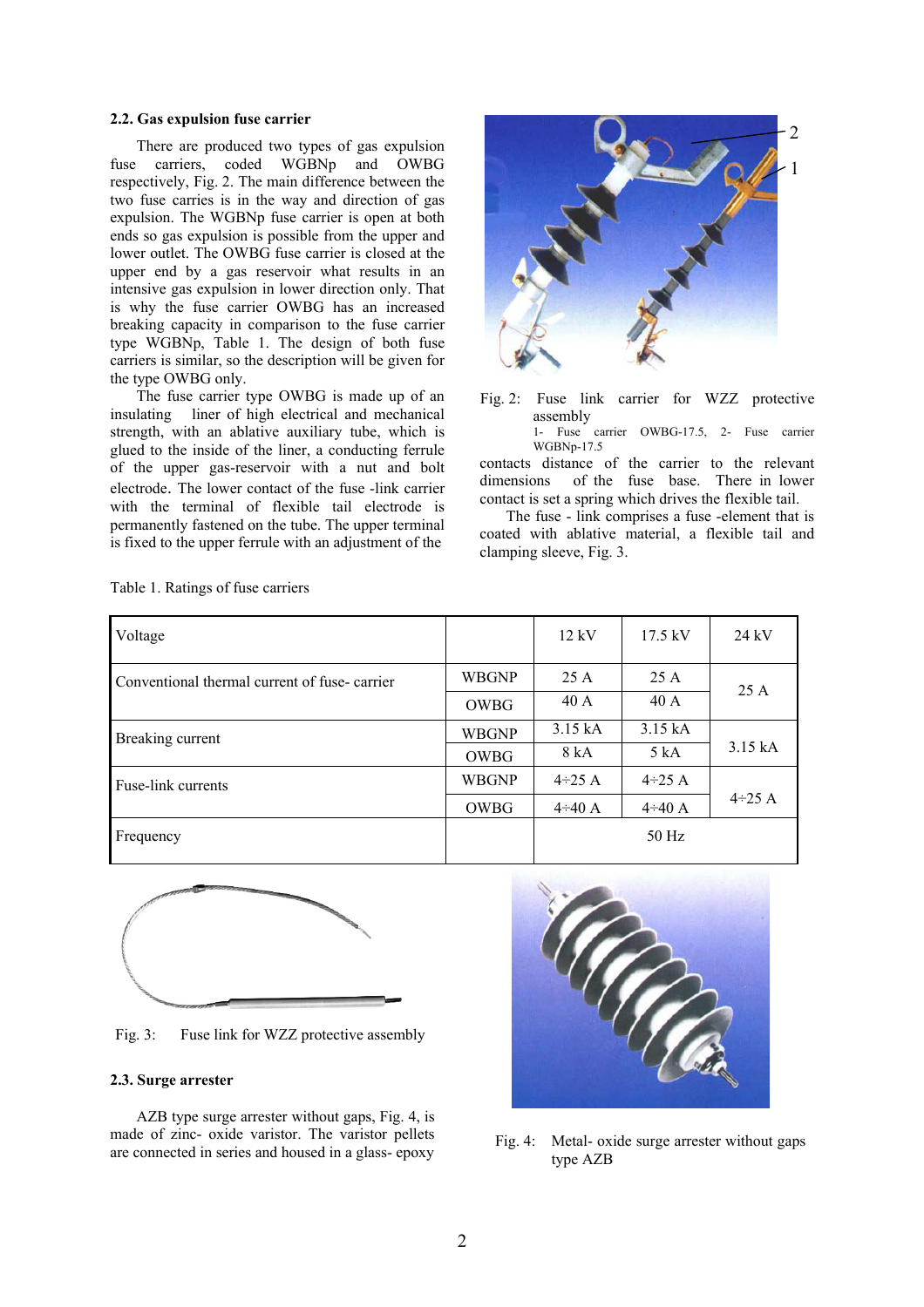### 2.2. Gas expulsion fuse carrier

There are produced two types of gas expulsion fuse carriers, coded WGBNp and OWBG respectively, Fig. 2. The main difference between the two fuse carries is in the way and direction of gas expulsion. The WGBNp fuse carrier is open at both ends so gas expulsion is possible from the upper and lower outlet. The OWBG fuse carrier is closed at the upper end by a gas reservoir what results in an intensive gas expulsion in lower direction only. That is why the fuse carrier OWBG has an increased breaking capacity in comparison to the fuse carrier type WGBNp, Table 1. The design of both fuse carriers is similar, so the description will be given for the type OWBG only.

The fuse carrier type OWBG is made up of an insulating liner of high electrical and mechanical strength, with an ablative auxiliary tube, which is glued to the inside of the liner, a conducting ferrule of the upper gas-reservoir with a nut and bolt electrode. The lower contact of the fuse -link carrier with the terminal of flexible tail electrode is permanently fastened on the tube. The upper terminal is fixed to the upper ferrule with an adjustment of the contacts distance of the carrier to the relevant dimensions of the fuse base. There in lower contact is set a spring which drives the flexible tail.

Fig. 2: Fuse link carrier for WZZ protective assembly
1- Fuse carrier OWBG-17.5, 2- Fuse carrier WGBNp-17.5

The fuse - link comprises a fuse -element that is coated with ablative material, a flexible tail and clamping sleeve, Fig. 3.

Table 1. Ratings of fuse carriers

| Voltage | | 12 kV | 17.5 kV | 24 kV |
|---|---|---|---|---|
| Conventional thermal current of fuse- carrier | WBGNP | 25 A | 25 A | 25 A |
| | OWBG | 40 A | 40 A | |
| Breaking current | WBGNP | 3.15 kA | 3.15 kA | 3.15 kA |
| | OWBG | 8 kA | 5 kA | |
| Fuse-link currents | WBGNP | 4÷25 A | 4÷25 A | 4÷25 A |
| | OWBG | 4÷40 A | 4÷40 A | |
| Frequency | | 50 Hz | | |

Fig. 3: Fuse link for WZZ protective assembly

### 2.3. Surge arrester

AZB type surge arrester without gaps, Fig. 4, is made of zinc- oxide varistor. The varistor pellets are connected in series and housed in a glass- epoxy

Fig. 4: Metal- oxide surge arrester without gaps type AZB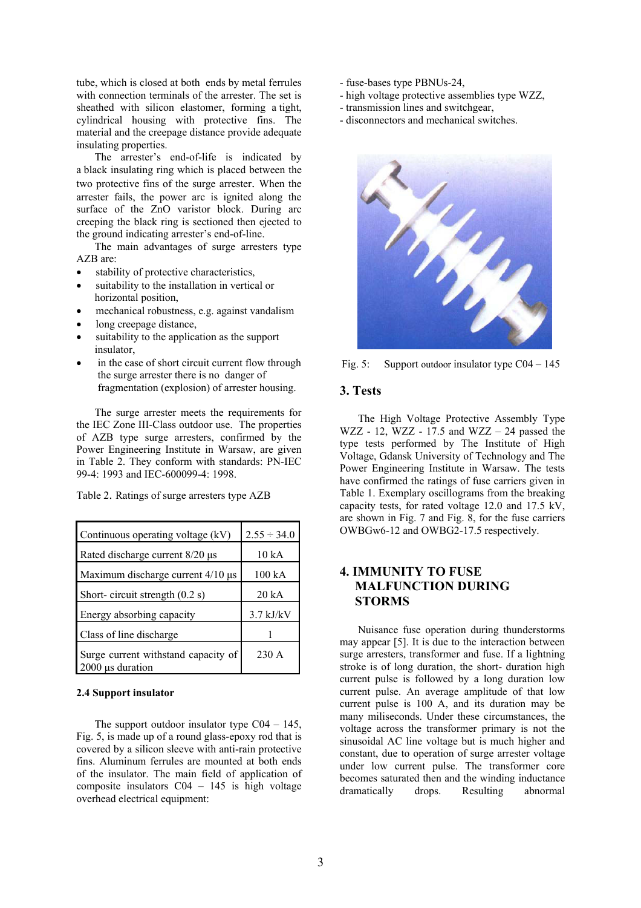tube, which is closed at both ends by metal ferrules with connection terminals of the arrester. The set is sheathed with silicon elastomer, forming a tight, cylindrical housing with protective fins. The material and the creepage distance provide adequate insulating properties.

The arrester's end-of-life is indicated by a black insulating ring which is placed between the two protective fins of the surge arrester. When the arrester fails, the power arc is ignited along the surface of the ZnO varistor block. During arc creeping the black ring is sectioned then ejected to the ground indicating arrester's end-of-line.

The main advantages of surge arresters type AZB are:

- stability of protective characteristics,
- suitability to the installation in vertical or horizontal position,
- mechanical robustness, e.g. against vandalism
- long creepage distance,
- suitability to the application as the support insulator,
- in the case of short circuit current flow through the surge arrester there is no danger of fragmentation (explosion) of arrester housing.

The surge arrester meets the requirements for the IEC Zone III-Class outdoor use. The properties of AZB type surge arresters, confirmed by the Power Engineering Institute in Warsaw, are given in Table 2. They conform with standards: PN-IEC 99-4: 1993 and IEC-600099-4: 1998.

Table 2. Ratings of surge arresters type AZB

| Continuous operating voltage (kV) | 2.55 ÷ 34.0 |
|---|---|
| Rated discharge current 8/20 µs | 10 kA |
| Maximum discharge current 4/10 µs | 100 kA |
| Short- circuit strength (0.2 s) | 20 kA |
| Energy absorbing capacity | 3.7 kJ/kV |
| Class of line discharge | 1 |
| Surge current withstand capacity of 2000 µs duration | 230 A |

**2.4 Support insulator**

The support outdoor insulator type C04 – 145, Fig. 5, is made up of a round glass-epoxy rod that is covered by a silicon sleeve with anti-rain protective fins. Aluminum ferrules are mounted at both ends of the insulator. The main field of application of composite insulators C04 – 145 is high voltage overhead electrical equipment:

- fuse-bases type PBNUs-24,
- high voltage protective assemblies type WZZ,
- transmission lines and switchgear,
- disconnectors and mechanical switches.

Fig. 5: Support outdoor insulator type C04 – 145

## 3. Tests

The High Voltage Protective Assembly Type WZZ - 12, WZZ - 17.5 and WZZ – 24 passed the type tests performed by The Institute of High Voltage, Gdansk University of Technology and The Power Engineering Institute in Warsaw. The tests have confirmed the ratings of fuse carriers given in Table 1. Exemplary oscillograms from the breaking capacity tests, for rated voltage 12.0 and 17.5 kV, are shown in Fig. 7 and Fig. 8, for the fuse carriers OWBGw6-12 and OWBG2-17.5 respectively.

## 4. IMMUNITY TO FUSE MALFUNCTION DURING STORMS

Nuisance fuse operation during thunderstorms may appear [5]. It is due to the interaction between surge arresters, transformer and fuse. If a lightning stroke is of long duration, the short- duration high current pulse is followed by a long duration low current pulse. An average amplitude of that low current pulse is 100 A, and its duration may be many miliseconds. Under these circumstances, the voltage across the transformer primary is not the sinusoidal AC line voltage but is much higher and constant, due to operation of surge arrester voltage under low current pulse. The transformer core becomes saturated then and the winding inductance dramatically drops. Resulting abnormal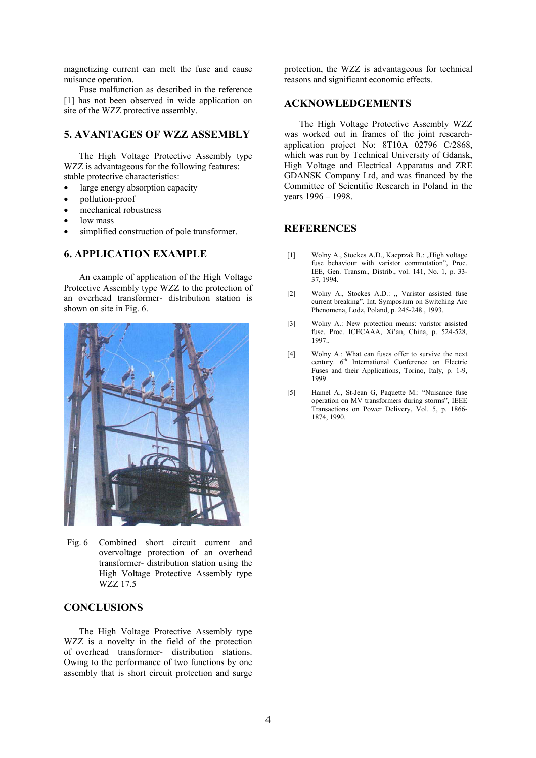magnetizing current can melt the fuse and cause nuisance operation.

Fuse malfunction as described in the reference [1] has not been observed in wide application on site of the WZZ protective assembly.

## 5. AVANTAGES OF WZZ ASSEMBLY

The High Voltage Protective Assembly type WZZ is advantageous for the following features: stable protective characteristics:

- large energy absorption capacity
- pollution-proof
- mechanical robustness
- low mass
- simplified construction of pole transformer.

## 6. APPLICATION EXAMPLE

An example of application of the High Voltage Protective Assembly type WZZ to the protection of an overhead transformer- distribution station is shown on site in Fig. 6.

Fig. 6 Combined short circuit current and overvoltage protection of an overhead transformer- distribution station using the High Voltage Protective Assembly type WZZ 17.5

## CONCLUSIONS

The High Voltage Protective Assembly type WZZ is a novelty in the field of the protection of overhead transformer- distribution stations. Owing to the performance of two functions by one assembly that is short circuit protection and surge protection, the WZZ is advantageous for technical reasons and significant economic effects.

## ACKNOWLEDGEMENTS

The High Voltage Protective Assembly WZZ was worked out in frames of the joint research-application project No: 8T10A 02796 C/2868, which was run by Technical University of Gdansk, High Voltage and Electrical Apparatus and ZRE GDANSK Company Ltd, and was financed by the Committee of Scientific Research in Poland in the years 1996 – 1998.

## REFERENCES

[1] Wolny A., Stockes A.D., Kacprzak B.: „High voltage fuse behaviour with varistor commutation", Proc. IEE, Gen. Transm., Distrib., vol. 141, No. 1, p. 33-37, 1994.

[2] Wolny A., Stockes A.D.: „ Varistor assisted fuse current breaking". Int. Symposium on Switching Arc Phenomena, Lodz, Poland, p. 245-248., 1993.

[3] Wolny A.: New protection means: varistor assisted fuse. Proc. ICECAAA, Xi'an, China, p. 524-528, 1997..

[4] Wolny A.: What can fuses offer to survive the next century. 6th International Conference on Electric Fuses and their Applications, Torino, Italy, p. 1-9, 1999.

[5] Hamel A., St-Jean G, Paquette M.: "Nuisance fuse operation on MV transformers during storms", IEEE Transactions on Power Delivery, Vol. 5, p. 1866-1874, 1990.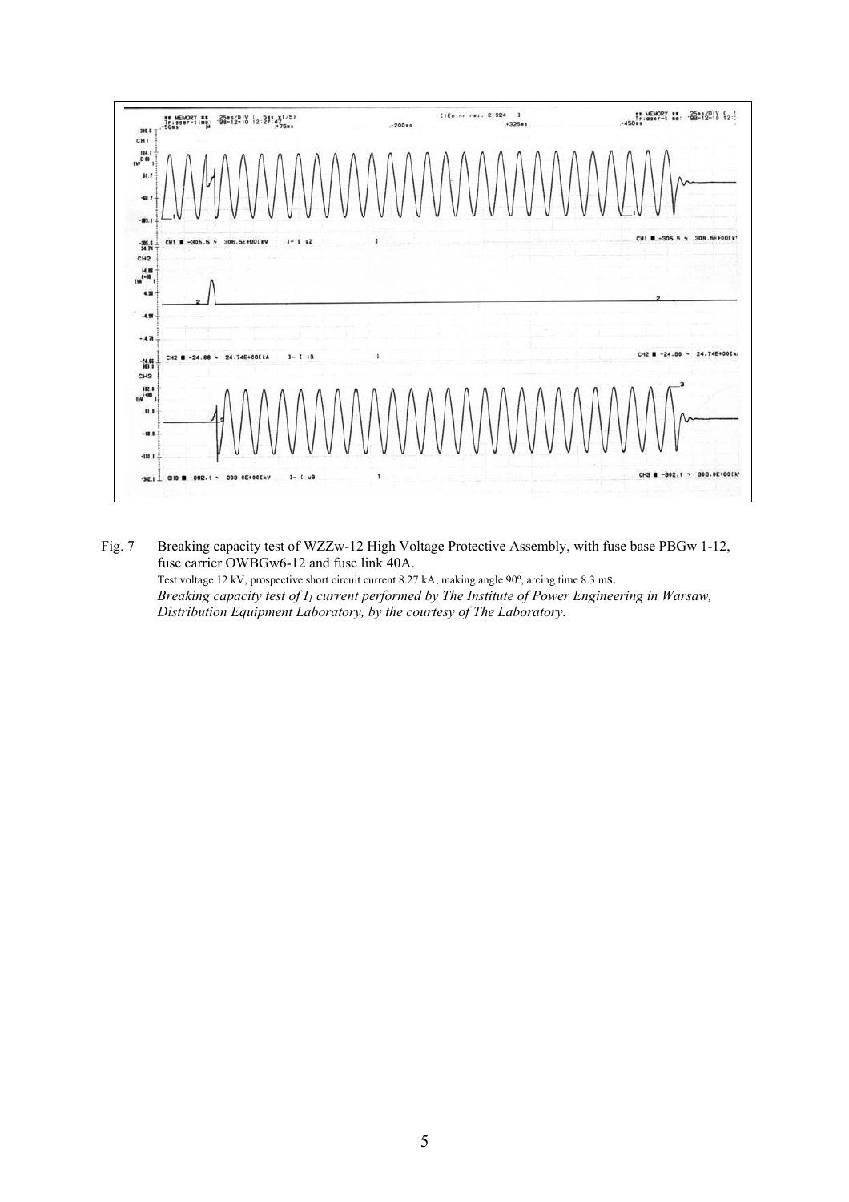Fig. 7 Breaking capacity test of WZZw-12 High Voltage Protective Assembly, with fuse base PBGw 1-12, fuse carrier OWBGw6-12 and fuse link 40A.

Test voltage 12 kV, prospective short circuit current 8.27 kA, making angle 90º, arcing time 8.3 ms.

*Breaking capacity test of $I_1$ current performed by The Institute of Power Engineering in Warsaw, Distribution Equipment Laboratory, by the courtesy of The Laboratory.*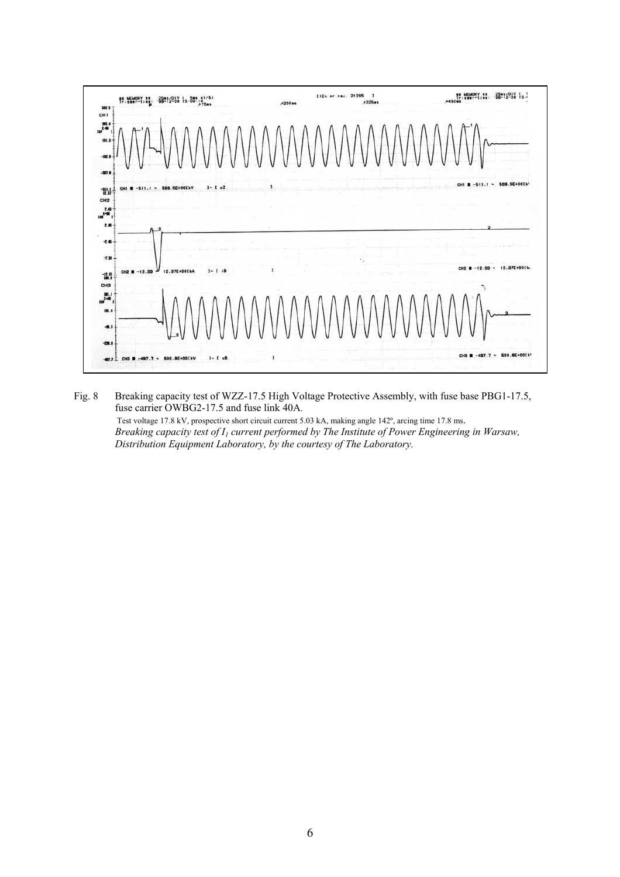Fig. 8 Breaking capacity test of WZZ-17.5 High Voltage Protective Assembly, with fuse base PBG1-17.5, fuse carrier OWBG2-17.5 and fuse link 40A.

Test voltage 17.8 kV, prospective short circuit current 5.03 kA, making angle 142º, arcing time 17.8 ms.

*Breaking capacity test of $I_1$ current performed by The Institute of Power Engineering in Warsaw, Distribution Equipment Laboratory, by the courtesy of The Laboratory.*